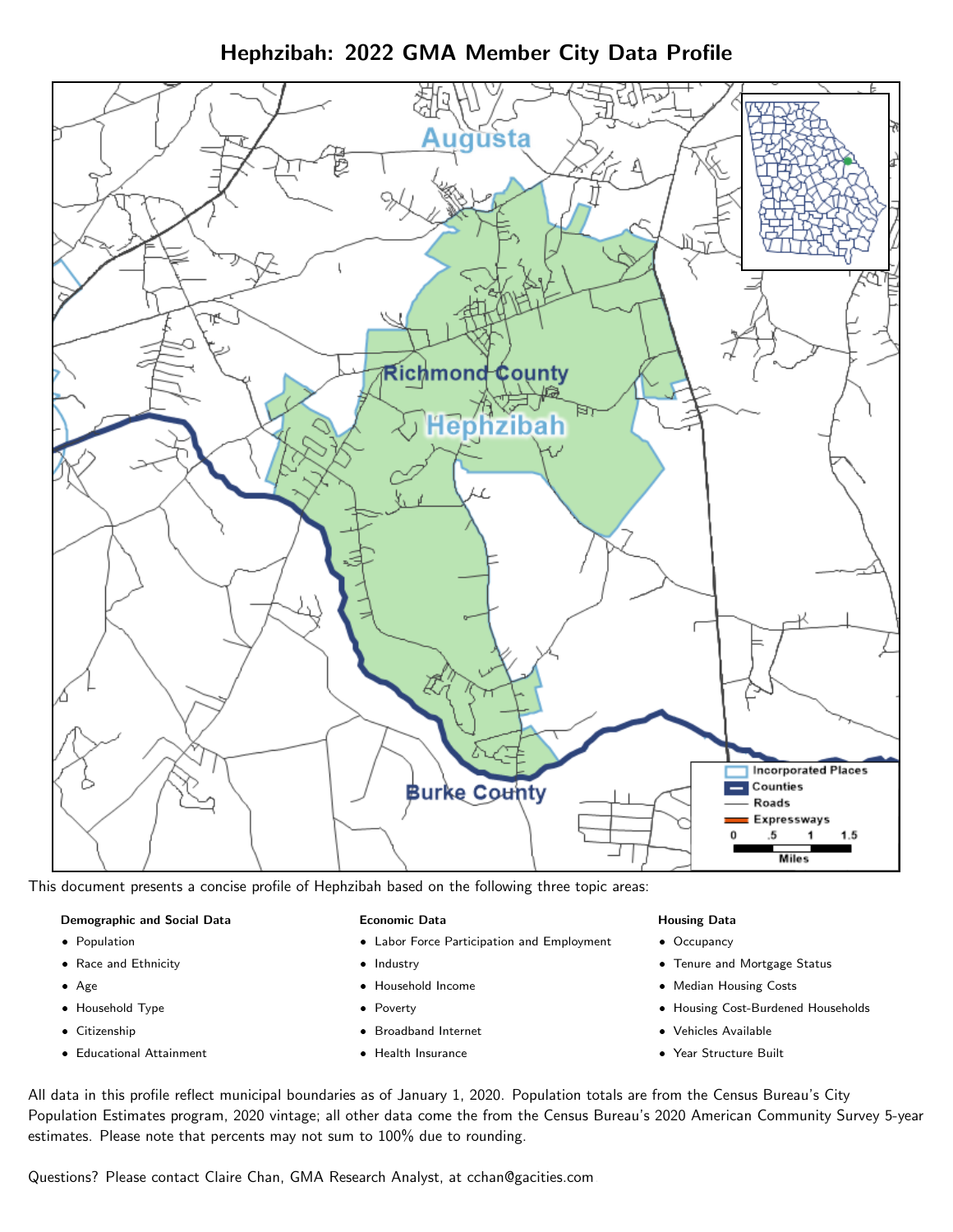# Hephzibah: 2022 GMA Member City Data Profile

This document presents a concise profile of Hephzibah based on the following three topic areas:

**Demographic and Social Data**

- Population
- Race and Ethnicity
- Age
- Household Type
- Citizenship
- Educational Attainment

**Economic Data**

- Labor Force Participation and Employment
- Industry
- Household Income
- Poverty
- Broadband Internet
- Health Insurance

**Housing Data**

- Occupancy
- Tenure and Mortgage Status
- Median Housing Costs
- Housing Cost-Burdened Households
- Vehicles Available
- Year Structure Built

All data in this profile reflect municipal boundaries as of January 1, 2020. Population totals are from the Census Bureau's City Population Estimates program, 2020 vintage; all other data come the from the Census Bureau's 2020 American Community Survey 5-year estimates. Please note that percents may not sum to 100% due to rounding.

Questions? Please contact Claire Chan, GMA Research Analyst, at cchan@gacities.com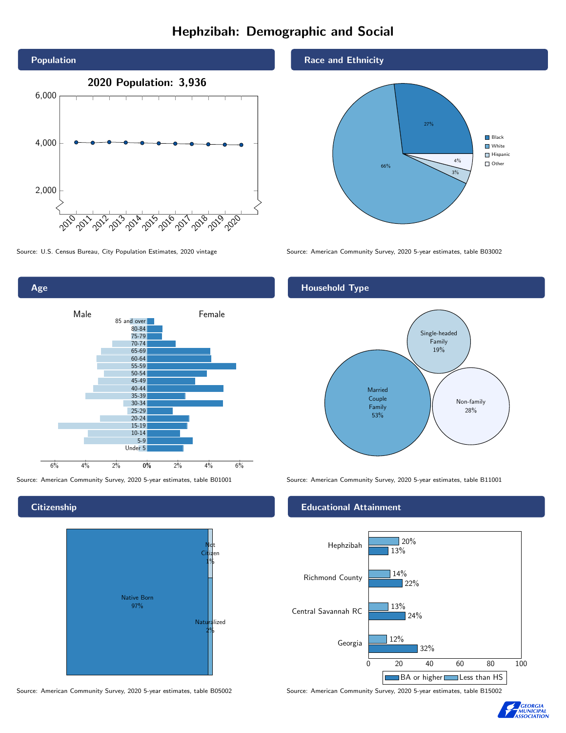# Hephzibah: Demographic and Social

## Population

**2020 Population: 3,936**

Source: U.S. Census Bureau, City Population Estimates, 2020 vintage

## Race and Ethnicity

| Race/Ethnicity | Percent |
|---|---|
| Black | 27% |
| White | 66% |
| Hispanic | 3% |
| Other | 4% |

Source: American Community Survey, 2020 5-year estimates, table B03002

## Age

Source: American Community Survey, 2020 5-year estimates, table B01001

## Household Type

| Household Type | Percent |
|---|---|
| Married Couple Family | 53% |
| Single-headed Family | 19% |
| Non-family | 28% |

Source: American Community Survey, 2020 5-year estimates, table B11001

## Citizenship

| Citizenship | Percent |
|---|---|
| Native Born | 97% |
| Not Citizen | 1% |
| Naturalized | 2% |

Source: American Community Survey, 2020 5-year estimates, table B05002

## Educational Attainment

| Area | Less than HS | BA or higher |
|---|---|---|
| Hephzibah | 20% | 13% |
| Richmond County | 14% | 22% |
| Central Savannah RC | 13% | 24% |
| Georgia | 12% | 32% |

Source: American Community Survey, 2020 5-year estimates, table B15002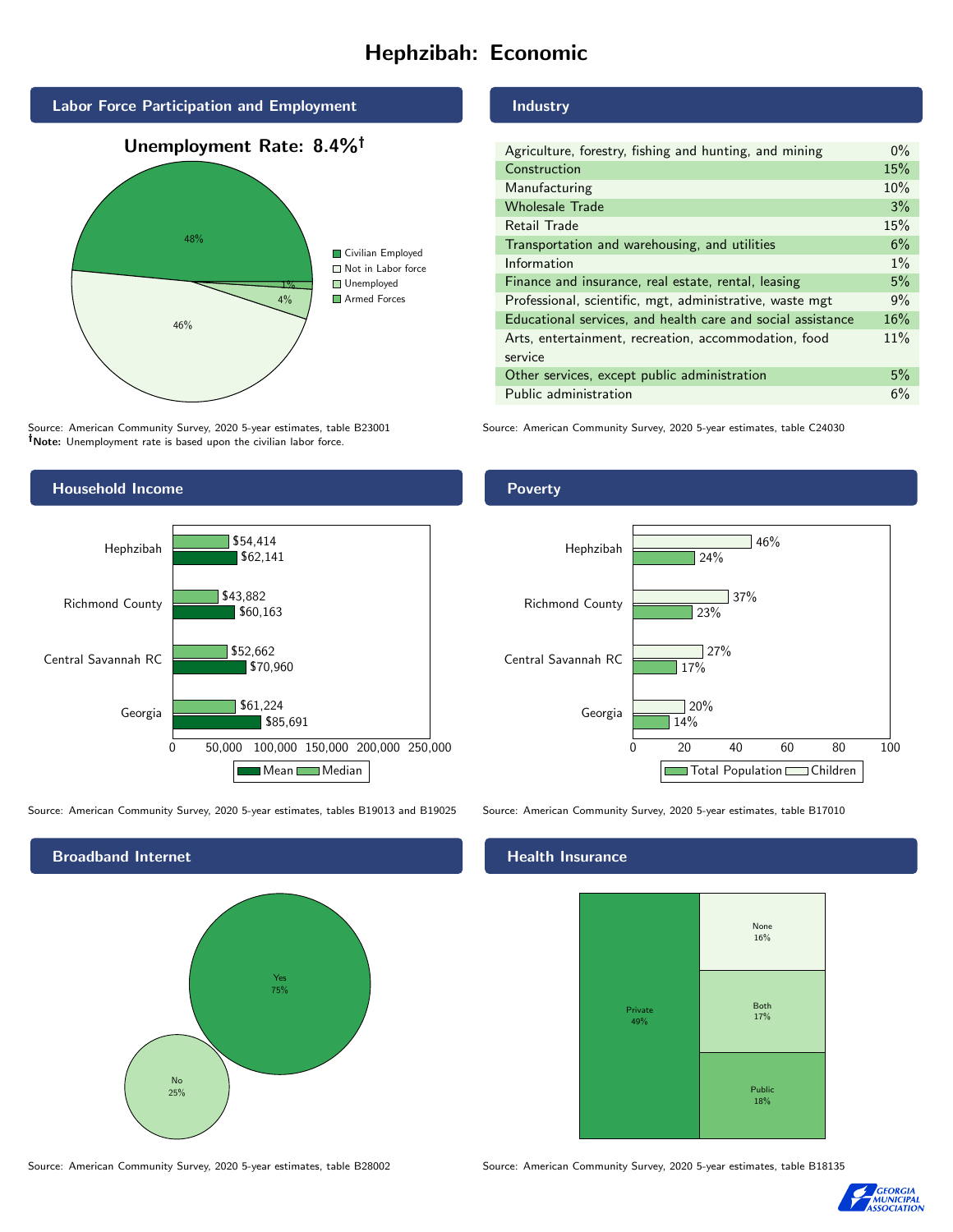# Hephzibah: Economic

## Labor Force Participation and Employment

**Unemployment Rate: 8.4%†**

| Category | Percent |
|---|---|
| Civilian Employed | 48% |
| Not in Labor force | 46% |
| Unemployed | 4% |
| Armed Forces | 1% |

Source: American Community Survey, 2020 5-year estimates, table B23001
**†Note:** Unemployment rate is based upon the civilian labor force.

## Industry

| Industry | Percent |
|---|---|
| Agriculture, forestry, fishing and hunting, and mining | 0% |
| Construction | 15% |
| Manufacturing | 10% |
| Wholesale Trade | 3% |
| Retail Trade | 15% |
| Transportation and warehousing, and utilities | 6% |
| Information | 1% |
| Finance and insurance, real estate, rental, leasing | 5% |
| Professional, scientific, mgt, administrative, waste mgt | 9% |
| Educational services, and health care and social assistance | 16% |
| Arts, entertainment, recreation, accommodation, food service | 11% |
| Other services, except public administration | 5% |
| Public administration | 6% |

Source: American Community Survey, 2020 5-year estimates, table C24030

## Household Income

| Area | Median | Mean |
|---|---|---|
| Hephzibah | $54,414 | $62,141 |
| Richmond County | $43,882 | $60,163 |
| Central Savannah RC | $52,662 | $70,960 |
| Georgia | $61,224 | $85,691 |

Source: American Community Survey, 2020 5-year estimates, tables B19013 and B19025

## Poverty

| Area | Children | Total Population |
|---|---|---|
| Hephzibah | 46% | 24% |
| Richmond County | 37% | 23% |
| Central Savannah RC | 27% | 17% |
| Georgia | 20% | 14% |

Source: American Community Survey, 2020 5-year estimates, table B17010

## Broadband Internet

| Response | Percent |
|---|---|
| Yes | 75% |
| No | 25% |

Source: American Community Survey, 2020 5-year estimates, table B28002

## Health Insurance

| Type | Percent |
|---|---|
| Private | 49% |
| None | 16% |
| Both | 17% |
| Public | 18% |

Source: American Community Survey, 2020 5-year estimates, table B18135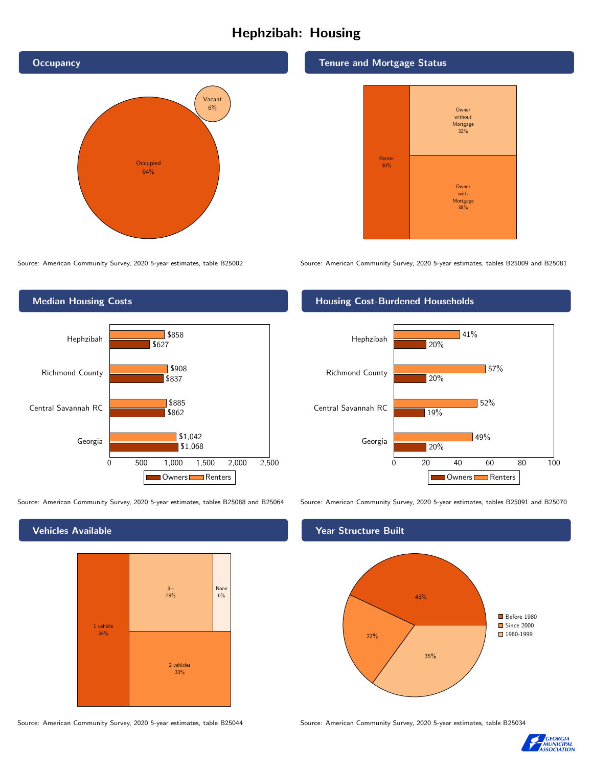# Hephzibah: Housing

## Occupancy

Vacant
6%

Occupied
94%

Source: American Community Survey, 2020 5-year estimates, table B25002

## Tenure and Mortgage Status

Renter
30%

Owner
without
Mortgage
32%

Owner
with
Mortgage
38%

Source: American Community Survey, 2020 5-year estimates, tables B25009 and B25081

## Median Housing Costs

Hephzibah
$858
$627

Richmond County
$908
$837

Central Savannah RC
$885
$862

Georgia
$1,042
$1,068

0 500 1,000 1,500 2,000 2,500

Owners Renters

Source: American Community Survey, 2020 5-year estimates, tables B25088 and B25064

## Housing Cost-Burdened Households

Hephzibah
41%
20%

Richmond County
57%
20%

Central Savannah RC
52%
19%

Georgia
49%
20%

0 20 40 60 80 100

Owners Renters

Source: American Community Survey, 2020 5-year estimates, tables B25091 and B25070

## Vehicles Available

1 vehicle
34%

3+
28%

None
6%

2 vehicles
33%

Source: American Community Survey, 2020 5-year estimates, table B25044

## Year Structure Built

43%

22%

35%

Before 1980
Since 2000
1980-1999

Source: American Community Survey, 2020 5-year estimates, table B25034